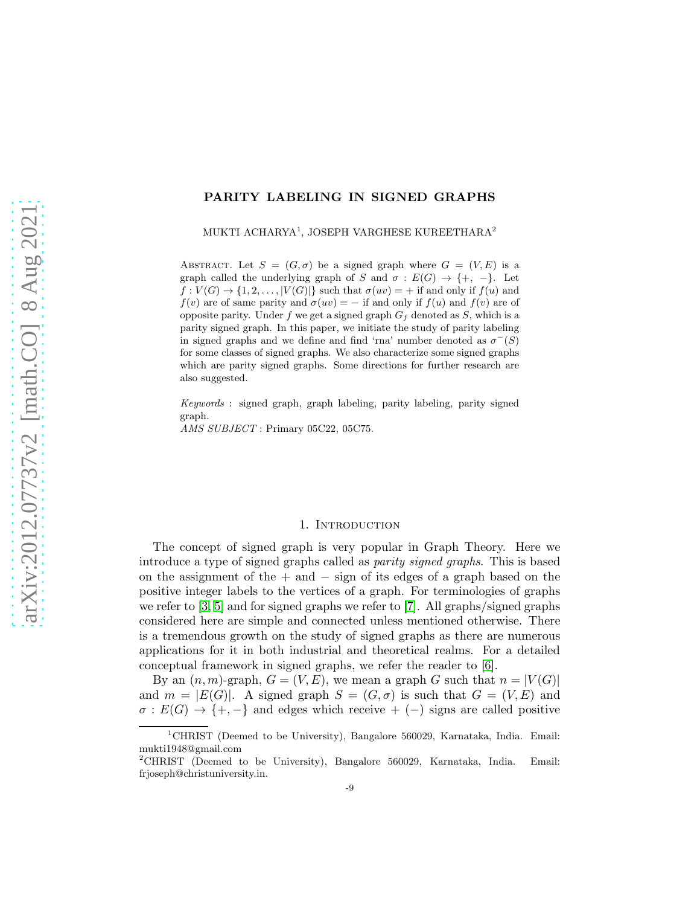# PARITY LABELING IN SIGNED GRAPHS

MUKTI ACHARYA[1], JOSEPH VARGHESE KUREETHARA[2]

Abstract. Let $S = (G, \sigma)$ be a signed graph where $G = (V, E)$ is a graph called the underlying graph of $S$ and $\sigma : E(G) \to \{+, -\}$. Let $f : V(G) \to \{1, 2, \ldots, |V(G)|\}$ such that $\sigma(uv) = +$ if and only if $f(u)$ and $f(v)$ are of same parity and $\sigma(uv) = -$ if and only if $f(u)$ and $f(v)$ are of opposite parity. Under $f$ we get a signed graph $G_f$ denoted as $S$, which is a parity signed graph. In this paper, we initiate the study of parity labeling in signed graphs and we define and find 'rna' number denoted as $\sigma^-(S)$ for some classes of signed graphs. We also characterize some signed graphs which are parity signed graphs. Some directions for further research are also suggested.

*Keywords* : signed graph, graph labeling, parity labeling, parity signed graph.
*AMS SUBJECT* : Primary 05C22, 05C75.

## 1. Introduction

The concept of signed graph is very popular in Graph Theory. Here we introduce a type of signed graphs called as *parity signed graphs*. This is based on the assignment of the + and − sign of its edges of a graph based on the positive integer labels to the vertices of a graph. For terminologies of graphs we refer to [3, 5] and for signed graphs we refer to [7]. All graphs/signed graphs considered here are simple and connected unless mentioned otherwise. There is a tremendous growth on the study of signed graphs as there are numerous applications for it in both industrial and theoretical realms. For a detailed conceptual framework in signed graphs, we refer the reader to [6].

By an $(n, m)$-graph, $G = (V, E)$, we mean a graph $G$ such that $n = |V(G)|$ and $m = |E(G)|$. A signed graph $S = (G, \sigma)$ is such that $G = (V, E)$ and $\sigma : E(G) \to \{+, -\}$ and edges which receive + (−) signs are called positive

---

[1]CHRIST (Deemed to be University), Bangalore 560029, Karnataka, India. Email: mukti1948@gmail.com

[2]CHRIST (Deemed to be University), Bangalore 560029, Karnataka, India. Email: frjoseph@christuniversity.in.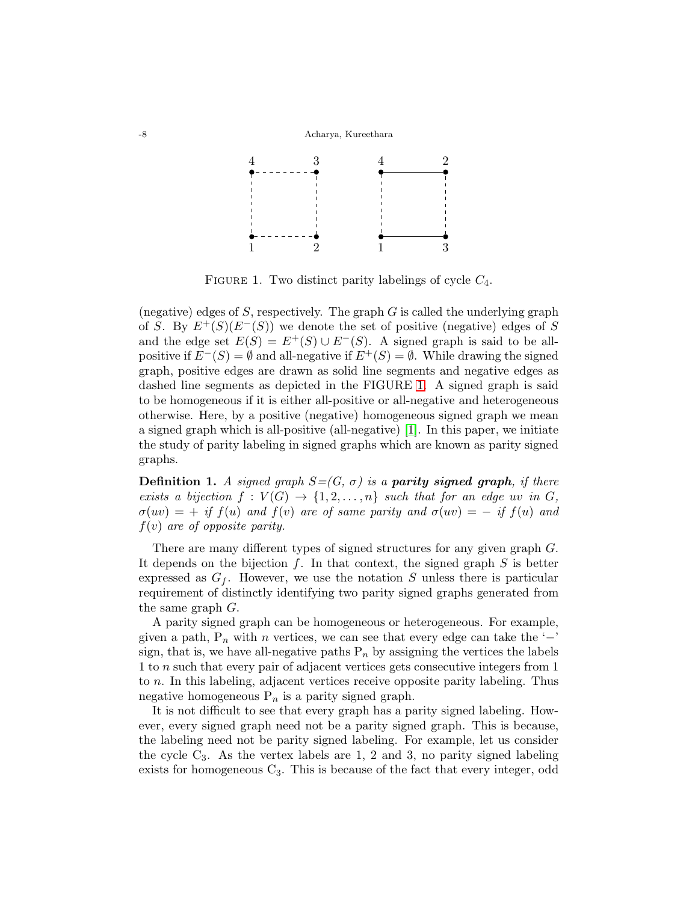FIGURE 1. Two distinct parity labelings of cycle $C_4$.

(negative) edges of $S$, respectively. The graph $G$ is called the underlying graph of $S$. By $E^+(S)(E^-(S))$ we denote the set of positive (negative) edges of $S$ and the edge set $E(S) = E^+(S) \cup E^-(S)$. A signed graph is said to be all-positive if $E^-(S) = \emptyset$ and all-negative if $E^+(S) = \emptyset$. While drawing the signed graph, positive edges are drawn as solid line segments and negative edges as dashed line segments as depicted in the FIGURE 1. A signed graph is said to be homogeneous if it is either all-positive or all-negative and heterogeneous otherwise. Here, by a positive (negative) homogeneous signed graph we mean a signed graph which is all-positive (all-negative) [1]. In this paper, we initiate the study of parity labeling in signed graphs which are known as parity signed graphs.

**Definition 1.** *A signed graph $S$=($G$, $\sigma$) is a **parity signed graph**, if there exists a bijection $f : V(G) \rightarrow \{1, 2, \ldots, n\}$ such that for an edge $uv$ in $G$, $\sigma(uv) = +$ if $f(u)$ and $f(v)$ are of same parity and $\sigma(uv) = -$ if $f(u)$ and $f(v)$ are of opposite parity.*

There are many different types of signed structures for any given graph $G$. It depends on the bijection $f$. In that context, the signed graph $S$ is better expressed as $G_f$. However, we use the notation $S$ unless there is particular requirement of distinctly identifying two parity signed graphs generated from the same graph $G$.

A parity signed graph can be homogeneous or heterogeneous. For example, given a path, $P_n$ with $n$ vertices, we can see that every edge can take the '$-$' sign, that is, we have all-negative paths $P_n$ by assigning the vertices the labels 1 to $n$ such that every pair of adjacent vertices gets consecutive integers from 1 to $n$. In this labeling, adjacent vertices receive opposite parity labeling. Thus negative homogeneous $P_n$ is a parity signed graph.

It is not difficult to see that every graph has a parity signed labeling. However, every signed graph need not be a parity signed graph. This is because, the labeling need not be parity signed labeling. For example, let us consider the cycle $C_3$. As the vertex labels are 1, 2 and 3, no parity signed labeling exists for homogeneous $C_3$. This is because of the fact that every integer, odd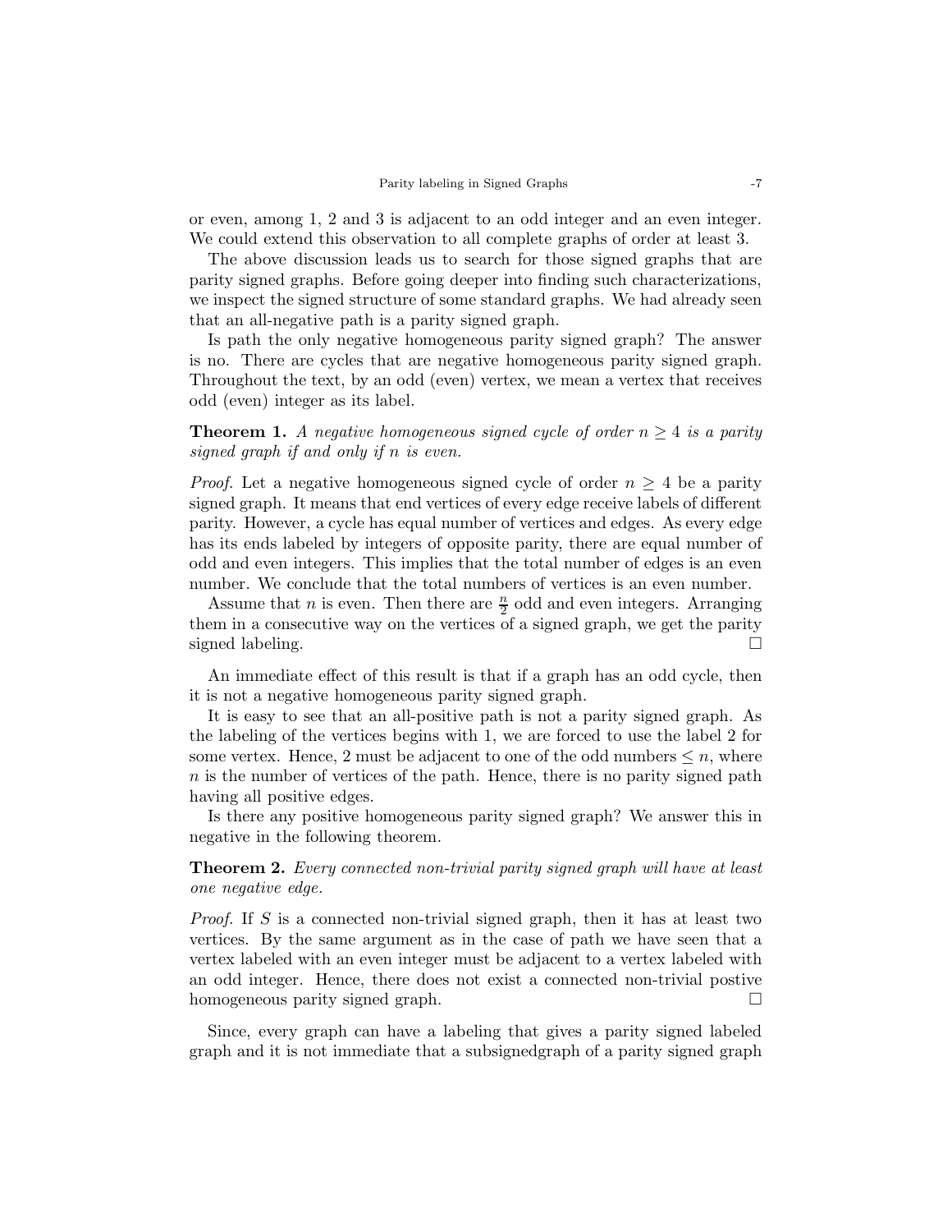or even, among 1, 2 and 3 is adjacent to an odd integer and an even integer. We could extend this observation to all complete graphs of order at least 3.

The above discussion leads us to search for those signed graphs that are parity signed graphs. Before going deeper into finding such characterizations, we inspect the signed structure of some standard graphs. We had already seen that an all-negative path is a parity signed graph.

Is path the only negative homogeneous parity signed graph? The answer is no. There are cycles that are negative homogeneous parity signed graph. Throughout the text, by an odd (even) vertex, we mean a vertex that receives odd (even) integer as its label.

**Theorem 1.** *A negative homogeneous signed cycle of order $n \geq 4$ is a parity signed graph if and only if $n$ is even.*

*Proof.* Let a negative homogeneous signed cycle of order $n \geq 4$ be a parity signed graph. It means that end vertices of every edge receive labels of different parity. However, a cycle has equal number of vertices and edges. As every edge has its ends labeled by integers of opposite parity, there are equal number of odd and even integers. This implies that the total number of edges is an even number. We conclude that the total numbers of vertices is an even number.

Assume that $n$ is even. Then there are $\frac{n}{2}$ odd and even integers. Arranging them in a consecutive way on the vertices of a signed graph, we get the parity signed labeling. □

An immediate effect of this result is that if a graph has an odd cycle, then it is not a negative homogeneous parity signed graph.

It is easy to see that an all-positive path is not a parity signed graph. As the labeling of the vertices begins with 1, we are forced to use the label 2 for some vertex. Hence, 2 must be adjacent to one of the odd numbers $\leq n$, where $n$ is the number of vertices of the path. Hence, there is no parity signed path having all positive edges.

Is there any positive homogeneous parity signed graph? We answer this in negative in the following theorem.

**Theorem 2.** *Every connected non-trivial parity signed graph will have at least one negative edge.*

*Proof.* If $S$ is a connected non-trivial signed graph, then it has at least two vertices. By the same argument as in the case of path we have seen that a vertex labeled with an even integer must be adjacent to a vertex labeled with an odd integer. Hence, there does not exist a connected non-trivial postive homogeneous parity signed graph. □

Since, every graph can have a labeling that gives a parity signed labeled graph and it is not immediate that a subsignedgraph of a parity signed graph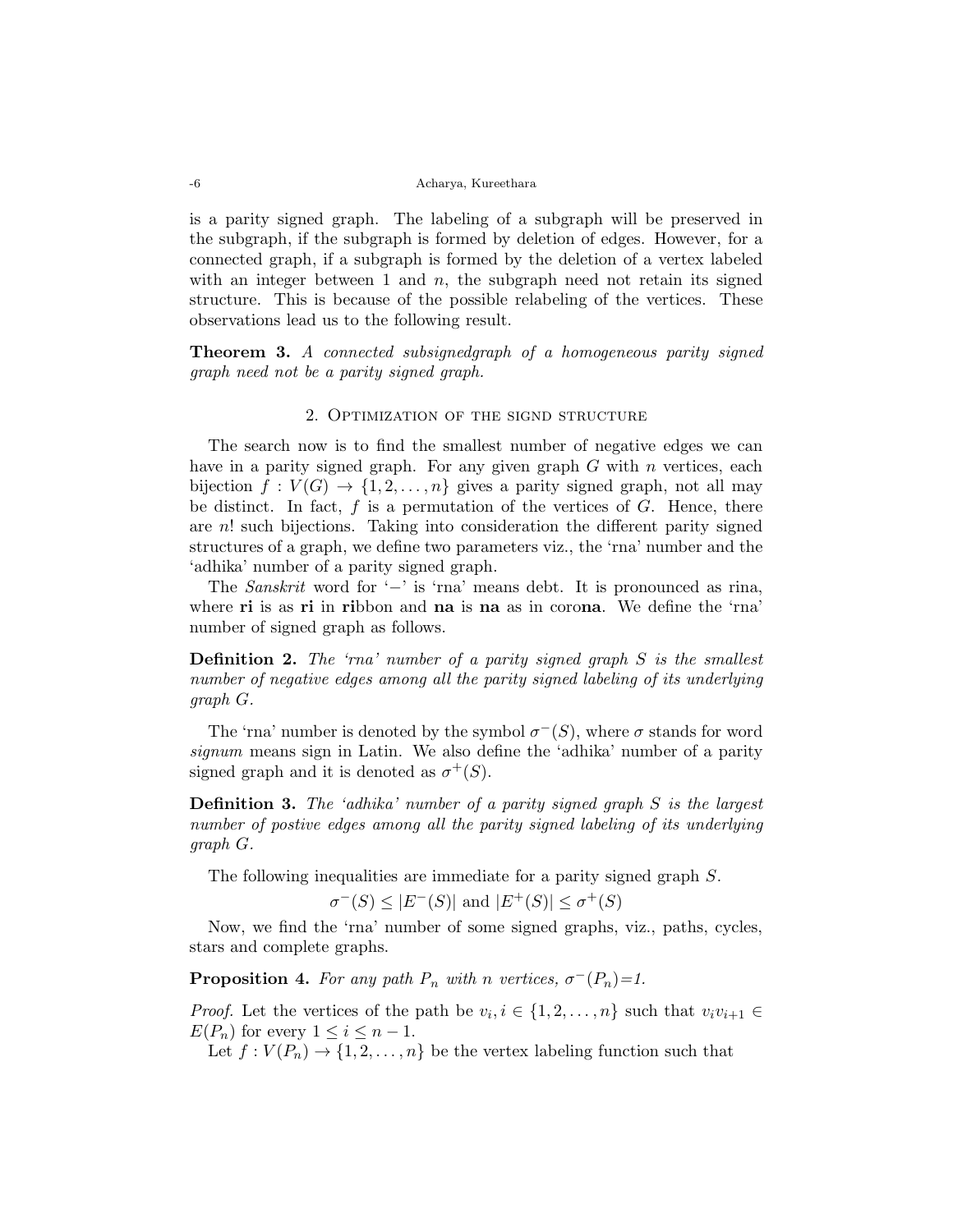is a parity signed graph. The labeling of a subgraph will be preserved in the subgraph, if the subgraph is formed by deletion of edges. However, for a connected graph, if a subgraph is formed by the deletion of a vertex labeled with an integer between 1 and $n$, the subgraph need not retain its signed structure. This is because of the possible relabeling of the vertices. These observations lead us to the following result.

**Theorem 3.** *A connected subsignedgraph of a homogeneous parity signed graph need not be a parity signed graph.*

## 2. Optimization of the signd structure

The search now is to find the smallest number of negative edges we can have in a parity signed graph. For any given graph $G$ with $n$ vertices, each bijection $f : V(G) \to \{1, 2, \ldots, n\}$ gives a parity signed graph, not all may be distinct. In fact, $f$ is a permutation of the vertices of $G$. Hence, there are $n!$ such bijections. Taking into consideration the different parity signed structures of a graph, we define two parameters viz., the 'rna' number and the 'adhika' number of a parity signed graph.

The *Sanskrit* word for '$-$' is 'rna' means debt. It is pronounced as rina, where **ri** is as **ri** in **ri**bbon and **na** is **na** as in coro**na**. We define the 'rna' number of signed graph as follows.

**Definition 2.** *The 'rna' number of a parity signed graph $S$ is the smallest number of negative edges among all the parity signed labeling of its underlying graph $G$.*

The 'rna' number is denoted by the symbol $\sigma^-(S)$, where $\sigma$ stands for word *signum* means sign in Latin. We also define the 'adhika' number of a parity signed graph and it is denoted as $\sigma^+(S)$.

**Definition 3.** *The 'adhika' number of a parity signed graph $S$ is the largest number of postive edges among all the parity signed labeling of its underlying graph $G$.*

The following inequalities are immediate for a parity signed graph $S$.

$$\sigma^-(S) \leq |E^-(S)| \text{ and } |E^+(S)| \leq \sigma^+(S)$$

Now, we find the 'rna' number of some signed graphs, viz., paths, cycles, stars and complete graphs.

**Proposition 4.** *For any path $P_n$ with $n$ vertices, $\sigma^-(P_n)$=1.*

*Proof.* Let the vertices of the path be $v_i, i \in \{1, 2, \ldots, n\}$ such that $v_iv_{i+1} \in E(P_n)$ for every $1 \leq i \leq n-1$.

Let $f : V(P_n) \to \{1, 2, \ldots, n\}$ be the vertex labeling function such that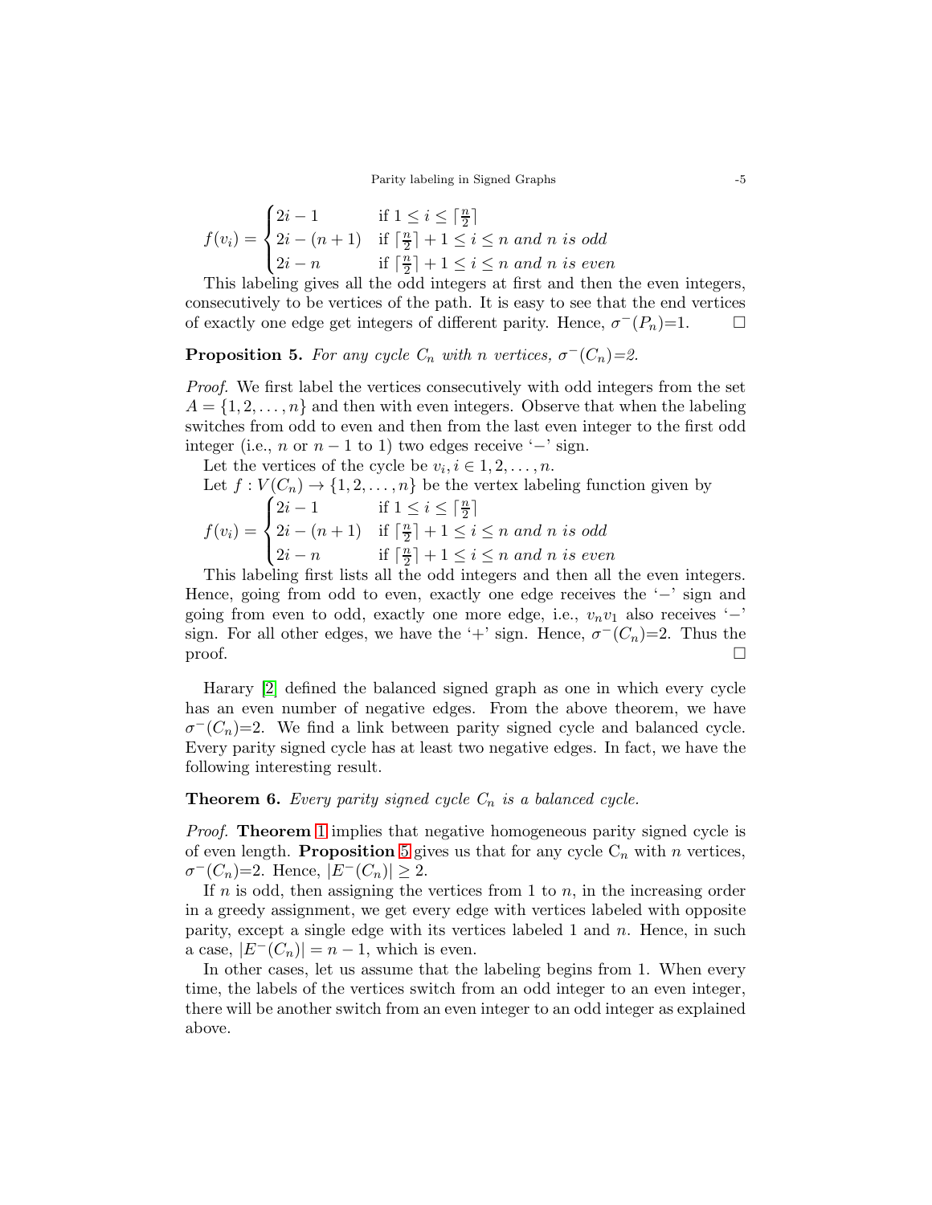$$f(v_i) = \begin{cases} 2i-1 & \text{if } 1 \leq i \leq \lceil \frac{n}{2} \rceil \\ 2i-(n+1) & \text{if } \lceil \frac{n}{2} \rceil + 1 \leq i \leq n \textit{ and } n \textit{ is odd} \\ 2i-n & \text{if } \lceil \frac{n}{2} \rceil + 1 \leq i \leq n \textit{ and } n \textit{ is even} \end{cases}$$

This labeling gives all the odd integers at first and then the even integers, consecutively to be vertices of the path. It is easy to see that the end vertices of exactly one edge get integers of different parity. Hence, $\sigma^-(P_n)$=1. □

**Proposition 5.** *For any cycle $C_n$ with $n$ vertices, $\sigma^-(C_n)$=2.*

*Proof.* We first label the vertices consecutively with odd integers from the set $A = \{1, 2, \ldots, n\}$ and then with even integers. Observe that when the labeling switches from odd to even and then from the last even integer to the first odd integer (i.e., $n$ or $n-1$ to 1) two edges receive '$-$' sign.

Let the vertices of the cycle be $v_i, i \in 1, 2, \ldots, n$.

Let $f : V(C_n) \to \{1, 2, \ldots, n\}$ be the vertex labeling function given by

$$f(v_i) = \begin{cases} 2i-1 & \text{if } 1 \leq i \leq \lceil \frac{n}{2} \rceil \\ 2i-(n+1) & \text{if } \lceil \frac{n}{2} \rceil + 1 \leq i \leq n \textit{ and } n \textit{ is odd} \\ 2i-n & \text{if } \lceil \frac{n}{2} \rceil + 1 \leq i \leq n \textit{ and } n \textit{ is even} \end{cases}$$

This labeling first lists all the odd integers and then all the even integers. Hence, going from odd to even, exactly one edge receives the '$-$' sign and going from even to odd, exactly one more edge, i.e., $v_nv_1$ also receives '$-$' sign. For all other edges, we have the '+' sign. Hence, $\sigma^-(C_n)$=2. Thus the proof. □

Harary [2] defined the balanced signed graph as one in which every cycle has an even number of negative edges. From the above theorem, we have $\sigma^-(C_n)$=2. We find a link between parity signed cycle and balanced cycle. Every parity signed cycle has at least two negative edges. In fact, we have the following interesting result.

**Theorem 6.** *Every parity signed cycle $C_n$ is a balanced cycle.*

*Proof.* **Theorem** 1 implies that negative homogeneous parity signed cycle is of even length. **Proposition** 5 gives us that for any cycle $C_n$ with $n$ vertices, $\sigma^-(C_n)$=2. Hence, $|E^-(C_n)| \geq 2$.

If $n$ is odd, then assigning the vertices from 1 to $n$, in the increasing order in a greedy assignment, we get every edge with vertices labeled with opposite parity, except a single edge with its vertices labeled 1 and $n$. Hence, in such a case, $|E^-(C_n)| = n-1$, which is even.

In other cases, let us assume that the labeling begins from 1. When every time, the labels of the vertices switch from an odd integer to an even integer, there will be another switch from an even integer to an odd integer as explained above.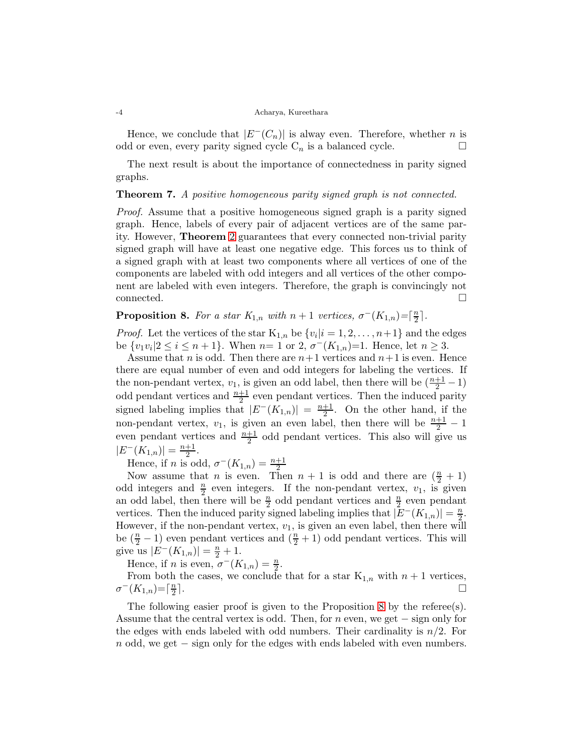Hence, we conclude that $|E^-(C_n)|$ is alway even. Therefore, whether $n$ is odd or even, every parity signed cycle $C_n$ is a balanced cycle. □

The next result is about the importance of connectedness in parity signed graphs.

**Theorem 7.** *A positive homogeneous parity signed graph is not connected.*

*Proof.* Assume that a positive homogeneous signed graph is a parity signed graph. Hence, labels of every pair of adjacent vertices are of the same parity. However, **Theorem 2** guarantees that every connected non-trivial parity signed graph will have at least one negative edge. This forces us to think of a signed graph with at least two components where all vertices of one of the components are labeled with odd integers and all vertices of the other component are labeled with even integers. Therefore, the graph is convincingly not connected. □

**Proposition 8.** *For a star $K_{1,n}$ with $n+1$ vertices, $\sigma^-(K_{1,n})=\lceil \frac{n}{2} \rceil$.*

*Proof.* Let the vertices of the star $K_{1,n}$ be $\{v_i | i = 1, 2, \ldots, n+1\}$ and the edges be $\{v_1 v_i | 2 \leq i \leq n+1\}$. When $n=1$ or 2, $\sigma^-(K_{1,n})=1$. Hence, let $n \geq 3$.

Assume that $n$ is odd. Then there are $n+1$ vertices and $n+1$ is even. Hence there are equal number of even and odd integers for labeling the vertices. If the non-pendant vertex, $v_1$, is given an odd label, then there will be $(\frac{n+1}{2} - 1)$ odd pendant vertices and $\frac{n+1}{2}$ even pendant vertices. Then the induced parity signed labeling implies that $|E^-(K_{1,n})| = \frac{n+1}{2}$. On the other hand, if the non-pendant vertex, $v_1$, is given an even label, then there will be $\frac{n+1}{2} - 1$ even pendant vertices and $\frac{n+1}{2}$ odd pendant vertices. This also will give us $|E^-(K_{1,n})| = \frac{n+1}{2}$.

Hence, if $n$ is odd, $\sigma^-(K_{1,n}) = \frac{n+1}{2}$

Now assume that $n$ is even. Then $n+1$ is odd and there are $(\frac{n}{2} + 1)$ odd integers and $\frac{n}{2}$ even integers. If the non-pendant vertex, $v_1$, is given an odd label, then there will be $\frac{n}{2}$ odd pendant vertices and $\frac{n}{2}$ even pendant vertices. Then the induced parity signed labeling implies that $|E^-(K_{1,n})| = \frac{n}{2}$. However, if the non-pendant vertex, $v_1$, is given an even label, then there will be $(\frac{n}{2} - 1)$ even pendant vertices and $(\frac{n}{2} + 1)$ odd pendant vertices. This will give us $|E^-(K_{1,n})| = \frac{n}{2} + 1$.

Hence, if $n$ is even, $\sigma^-(K_{1,n}) = \frac{n}{2}$.

From both the cases, we conclude that for a star $K_{1,n}$ with $n+1$ vertices, $\sigma^-(K_{1,n})=\lceil \frac{n}{2} \rceil$. □

The following easier proof is given to the Proposition 8 by the referee(s). Assume that the central vertex is odd. Then, for $n$ even, we get $-$ sign only for the edges with ends labeled with odd numbers. Their cardinality is $n/2$. For $n$ odd, we get $-$ sign only for the edges with ends labeled with even numbers.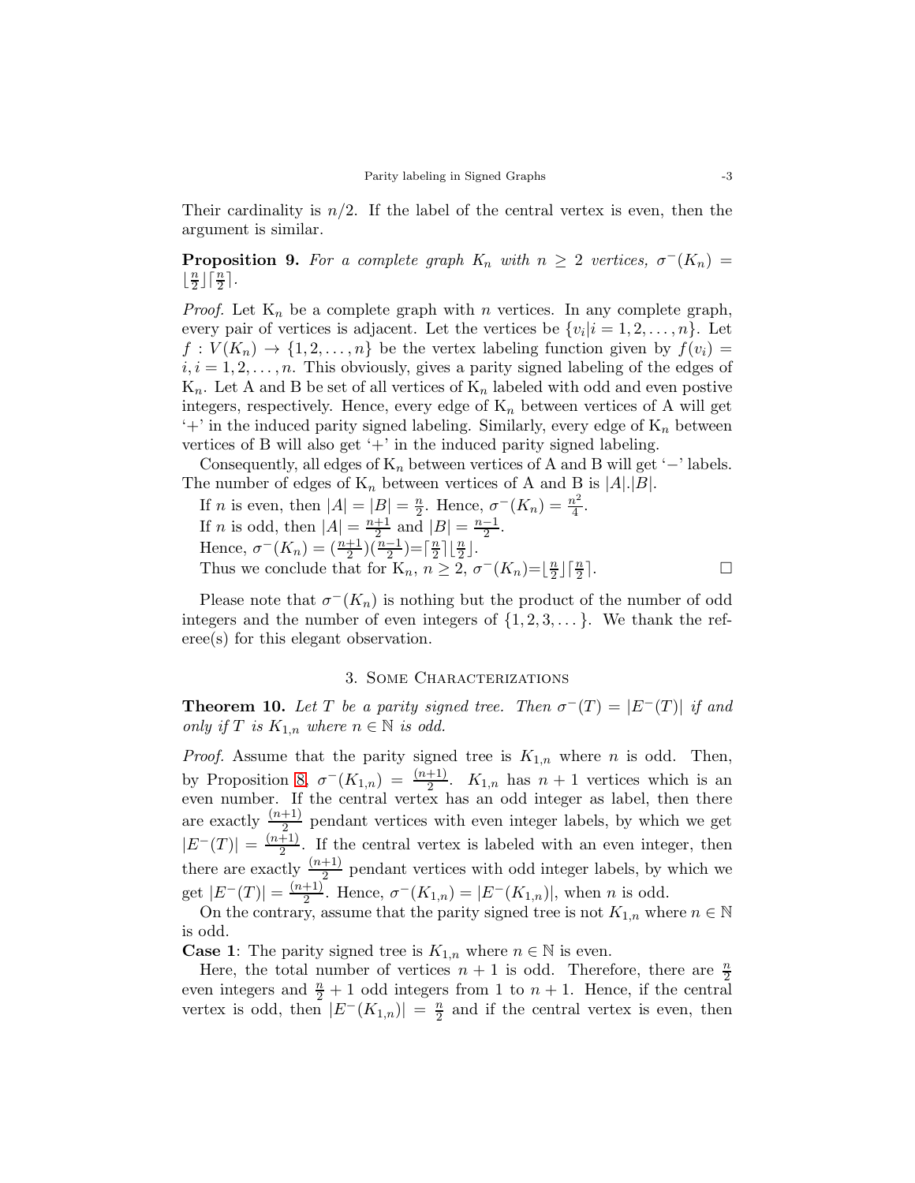Their cardinality is $n/2$. If the label of the central vertex is even, then the argument is similar.

**Proposition 9.** *For a complete graph $K_n$ with $n \geq 2$ vertices, $\sigma^-(K_n) = \lfloor \frac{n}{2} \rfloor \lceil \frac{n}{2} \rceil$.*

*Proof.* Let $K_n$ be a complete graph with $n$ vertices. In any complete graph, every pair of vertices is adjacent. Let the vertices be $\{v_i | i = 1, 2, \ldots, n\}$. Let $f : V(K_n) \to \{1, 2, \ldots, n\}$ be the vertex labeling function given by $f(v_i) = i, i = 1, 2, \ldots, n$. This obviously, gives a parity signed labeling of the edges of $K_n$. Let A and B be set of all vertices of $K_n$ labeled with odd and even postive integers, respectively. Hence, every edge of $K_n$ between vertices of A will get '+' in the induced parity signed labeling. Similarly, every edge of $K_n$ between vertices of B will also get '+' in the induced parity signed labeling.

Consequently, all edges of $K_n$ between vertices of A and B will get '−' labels. The number of edges of $K_n$ between vertices of A and B is $|A|.|B|$.

If $n$ is even, then $|A| = |B| = \frac{n}{2}$. Hence, $\sigma^-(K_n) = \frac{n^2}{4}$.

If $n$ is odd, then $|A| = \frac{n+1}{2}$ and $|B| = \frac{n-1}{2}$.

Hence, $\sigma^-(K_n) = (\frac{n+1}{2})(\frac{n-1}{2}) = \lceil \frac{n}{2} \rceil \lfloor \frac{n}{2} \rfloor$.

Thus we conclude that for $K_n$, $n \geq 2$, $\sigma^-(K_n) = \lfloor \frac{n}{2} \rfloor \lceil \frac{n}{2} \rceil$. □

Please note that $\sigma^-(K_n)$ is nothing but the product of the number of odd integers and the number of even integers of $\{1, 2, 3, \ldots\}$. We thank the referee(s) for this elegant observation.

## 3. Some Characterizations

**Theorem 10.** *Let $T$ be a parity signed tree. Then $\sigma^-(T) = |E^-(T)|$ if and only if $T$ is $K_{1,n}$ where $n \in \mathbb{N}$ is odd.*

*Proof.* Assume that the parity signed tree is $K_{1,n}$ where $n$ is odd. Then, by Proposition 8, $\sigma^-(K_{1,n}) = \frac{(n+1)}{2}$. $K_{1,n}$ has $n + 1$ vertices which is an even number. If the central vertex has an odd integer as label, then there are exactly $\frac{(n+1)}{2}$ pendant vertices with even integer labels, by which we get $|E^-(T)| = \frac{(n+1)}{2}$. If the central vertex is labeled with an even integer, then there are exactly $\frac{(n+1)}{2}$ pendant vertices with odd integer labels, by which we get $|E^-(T)| = \frac{(n+1)}{2}$. Hence, $\sigma^-(K_{1,n}) = |E^-(K_{1,n})|$, when $n$ is odd.

On the contrary, assume that the parity signed tree is not $K_{1,n}$ where $n \in \mathbb{N}$ is odd.

**Case 1**: The parity signed tree is $K_{1,n}$ where $n \in \mathbb{N}$ is even.

Here, the total number of vertices $n + 1$ is odd. Therefore, there are $\frac{n}{2}$ even integers and $\frac{n}{2} + 1$ odd integers from 1 to $n + 1$. Hence, if the central vertex is odd, then $|E^-(K_{1,n})| = \frac{n}{2}$ and if the central vertex is even, then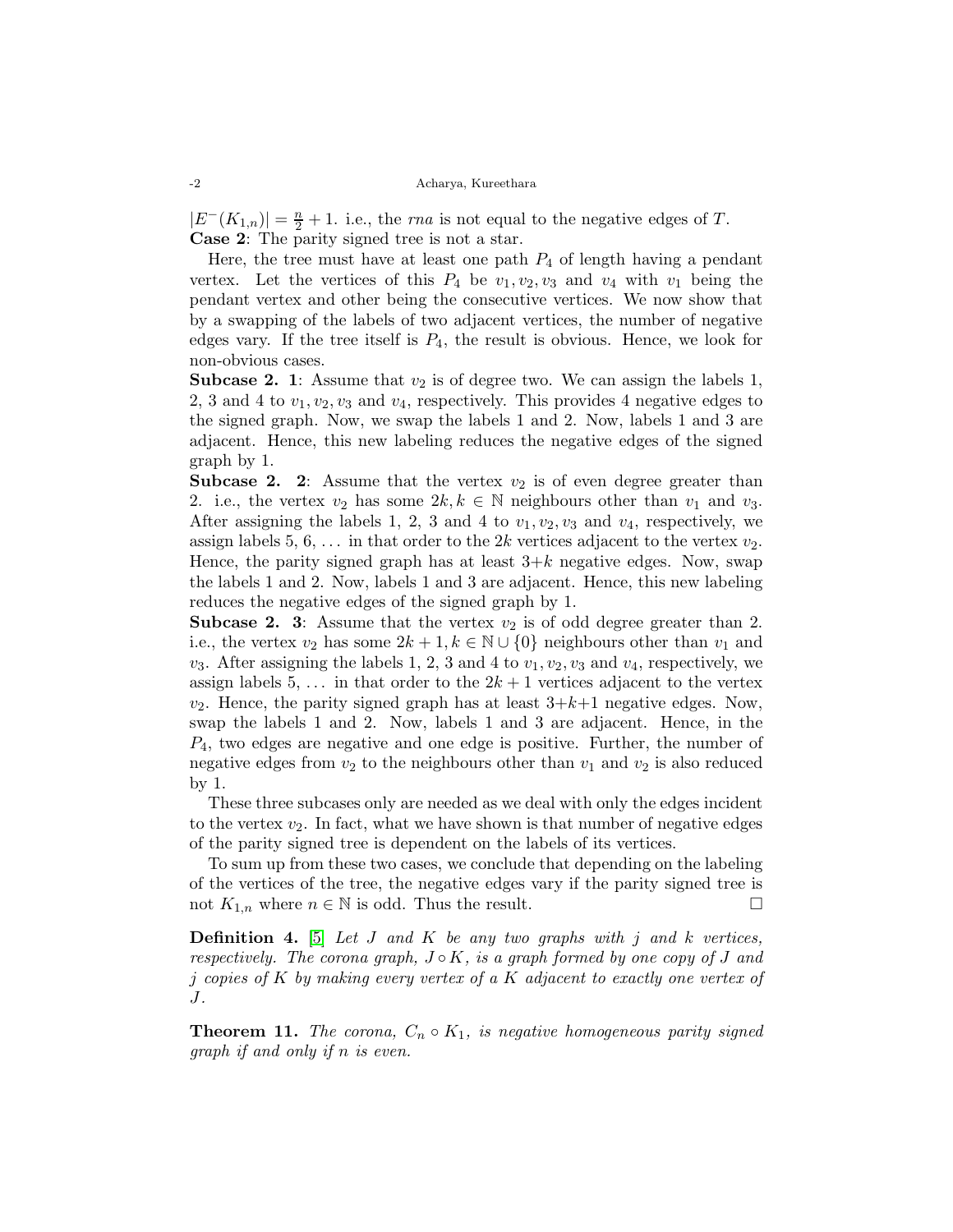$|E^{-}(K_{1,n})| = \frac{n}{2} + 1$. i.e., the *rna* is not equal to the negative edges of $T$.

**Case 2**: The parity signed tree is not a star.

Here, the tree must have at least one path $P_4$ of length having a pendant vertex. Let the vertices of this $P_4$ be $v_1, v_2, v_3$ and $v_4$ with $v_1$ being the pendant vertex and other being the consecutive vertices. We now show that by a swapping of the labels of two adjacent vertices, the number of negative edges vary. If the tree itself is $P_4$, the result is obvious. Hence, we look for non-obvious cases.

**Subcase 2. 1**: Assume that $v_2$ is of degree two. We can assign the labels 1, 2, 3 and 4 to $v_1, v_2, v_3$ and $v_4$, respectively. This provides 4 negative edges to the signed graph. Now, we swap the labels 1 and 2. Now, labels 1 and 3 are adjacent. Hence, this new labeling reduces the negative edges of the signed graph by 1.

**Subcase 2. 2**: Assume that the vertex $v_2$ is of even degree greater than 2. i.e., the vertex $v_2$ has some $2k, k \in \mathbb{N}$ neighbours other than $v_1$ and $v_3$. After assigning the labels 1, 2, 3 and 4 to $v_1, v_2, v_3$ and $v_4$, respectively, we assign labels 5, 6, ... in that order to the $2k$ vertices adjacent to the vertex $v_2$. Hence, the parity signed graph has at least $3+k$ negative edges. Now, swap the labels 1 and 2. Now, labels 1 and 3 are adjacent. Hence, this new labeling reduces the negative edges of the signed graph by 1.

**Subcase 2. 3**: Assume that the vertex $v_2$ is of odd degree greater than 2. i.e., the vertex $v_2$ has some $2k+1, k \in \mathbb{N} \cup \{0\}$ neighbours other than $v_1$ and $v_3$. After assigning the labels 1, 2, 3 and 4 to $v_1, v_2, v_3$ and $v_4$, respectively, we assign labels 5, ... in that order to the $2k+1$ vertices adjacent to the vertex $v_2$. Hence, the parity signed graph has at least $3+k+1$ negative edges. Now, swap the labels 1 and 2. Now, labels 1 and 3 are adjacent. Hence, in the $P_4$, two edges are negative and one edge is positive. Further, the number of negative edges from $v_2$ to the neighbours other than $v_1$ and $v_2$ is also reduced by 1.

These three subcases only are needed as we deal with only the edges incident to the vertex $v_2$. In fact, what we have shown is that number of negative edges of the parity signed tree is dependent on the labels of its vertices.

To sum up from these two cases, we conclude that depending on the labeling of the vertices of the tree, the negative edges vary if the parity signed tree is not $K_{1,n}$ where $n \in \mathbb{N}$ is odd. Thus the result. □

**Definition 4.** [5] *Let $J$ and $K$ be any two graphs with $j$ and $k$ vertices, respectively. The corona graph, $J \circ K$, is a graph formed by one copy of $J$ and $j$ copies of $K$ by making every vertex of a $K$ adjacent to exactly one vertex of $J$.*

**Theorem 11.** *The corona, $C_n \circ K_1$, is negative homogeneous parity signed graph if and only if $n$ is even.*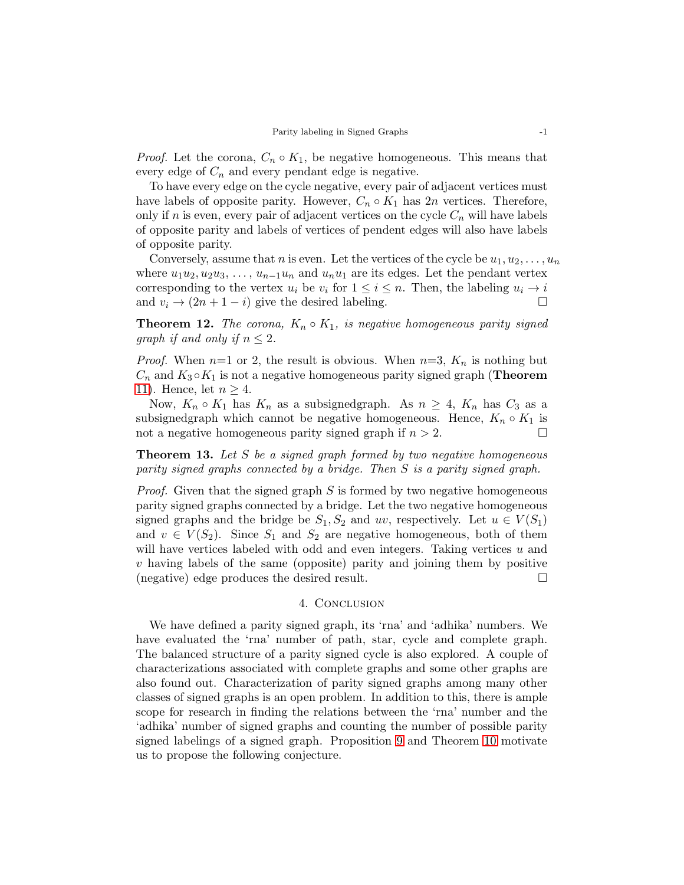*Proof.* Let the corona, $C_n \circ K_1$, be negative homogeneous. This means that every edge of $C_n$ and every pendant edge is negative.

To have every edge on the cycle negative, every pair of adjacent vertices must have labels of opposite parity. However, $C_n \circ K_1$ has $2n$ vertices. Therefore, only if $n$ is even, every pair of adjacent vertices on the cycle $C_n$ will have labels of opposite parity and labels of vertices of pendent edges will also have labels of opposite parity.

Conversely, assume that $n$ is even. Let the vertices of the cycle be $u_1, u_2, \ldots, u_n$ where $u_1u_2, u_2u_3, \ldots, u_{n-1}u_n$ and $u_nu_1$ are its edges. Let the pendant vertex corresponding to the vertex $u_i$ be $v_i$ for $1 \leq i \leq n$. Then, the labeling $u_i \rightarrow i$ and $v_i \rightarrow (2n+1-i)$ give the desired labeling. □

**Theorem 12.** *The corona, $K_n \circ K_1$, is negative homogeneous parity signed graph if and only if $n \leq 2$.*

*Proof.* When $n$=1 or 2, the result is obvious. When $n$=3, $K_n$ is nothing but $C_n$ and $K_3 \circ K_1$ is not a negative homogeneous parity signed graph (**Theorem 11**). Hence, let $n \geq 4$.

Now, $K_n \circ K_1$ has $K_n$ as a subsignedgraph. As $n \geq 4$, $K_n$ has $C_3$ as a subsignedgraph which cannot be negative homogeneous. Hence, $K_n \circ K_1$ is not a negative homogeneous parity signed graph if $n > 2$. □

**Theorem 13.** *Let $S$ be a signed graph formed by two negative homogeneous parity signed graphs connected by a bridge. Then $S$ is a parity signed graph.*

*Proof.* Given that the signed graph $S$ is formed by two negative homogeneous parity signed graphs connected by a bridge. Let the two negative homogeneous signed graphs and the bridge be $S_1, S_2$ and $uv$, respectively. Let $u \in V(S_1)$ and $v \in V(S_2)$. Since $S_1$ and $S_2$ are negative homogeneous, both of them will have vertices labeled with odd and even integers. Taking vertices $u$ and $v$ having labels of the same (opposite) parity and joining them by positive (negative) edge produces the desired result. □

## 4. Conclusion

We have defined a parity signed graph, its 'rna' and 'adhika' numbers. We have evaluated the 'rna' number of path, star, cycle and complete graph. The balanced structure of a parity signed cycle is also explored. A couple of characterizations associated with complete graphs and some other graphs are also found out. Characterization of parity signed graphs among many other classes of signed graphs is an open problem. In addition to this, there is ample scope for research in finding the relations between the 'rna' number and the 'adhika' number of signed graphs and counting the number of possible parity signed labelings of a signed graph. Proposition 9 and Theorem 10 motivate us to propose the following conjecture.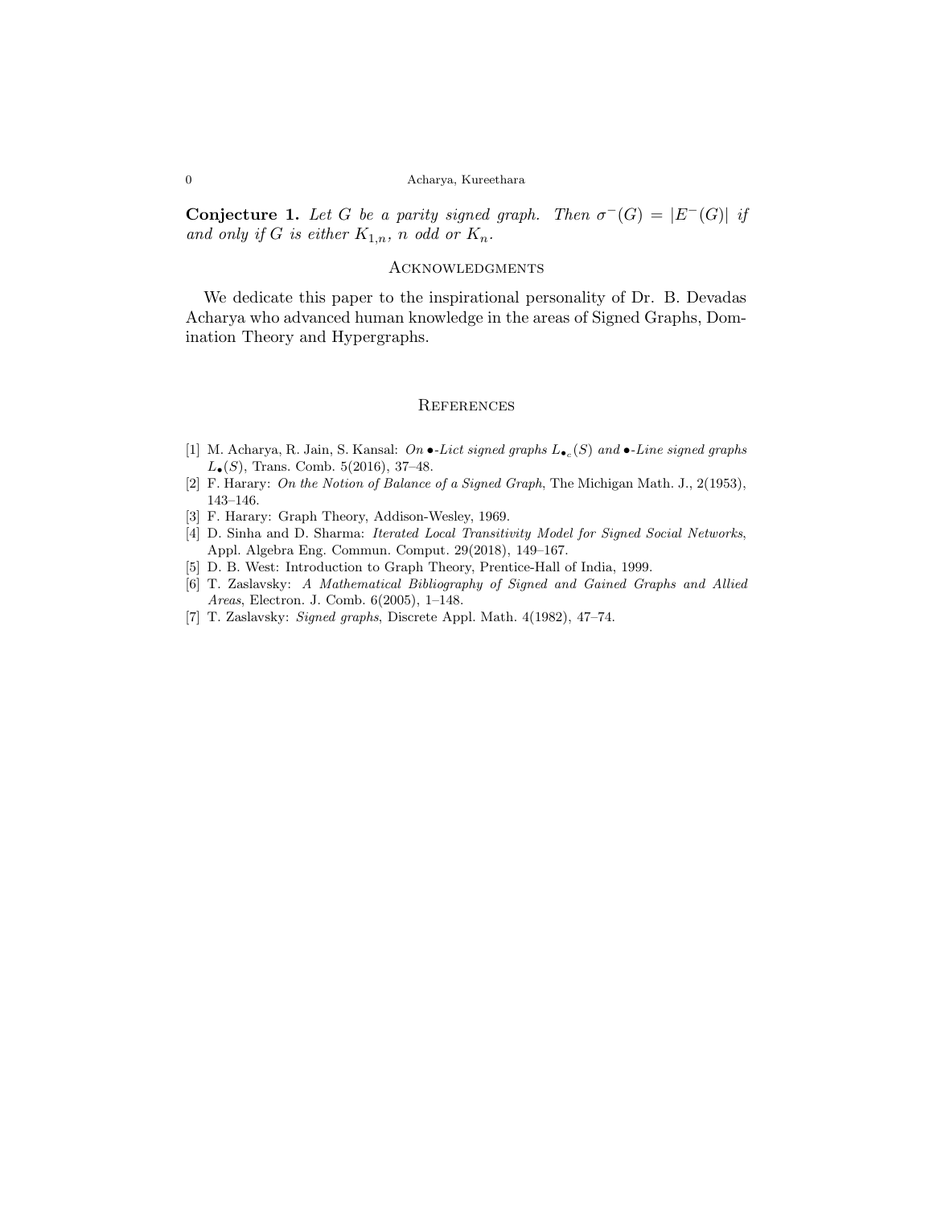**Conjecture 1.** *Let $G$ be a parity signed graph. Then $\sigma^{-}(G) = |E^{-}(G)|$ if and only if $G$ is either $K_{1,n}$, $n$ odd or $K_n$.*

## Acknowledgments

We dedicate this paper to the inspirational personality of Dr. B. Devadas Acharya who advanced human knowledge in the areas of Signed Graphs, Domination Theory and Hypergraphs.

## References

[1] M. Acharya, R. Jain, S. Kansal: *On $\bullet$-Lict signed graphs $L_{\bullet_c}(S)$ and $\bullet$-Line signed graphs $L_{\bullet}(S)$*, Trans. Comb. 5(2016), 37–48.

[2] F. Harary: *On the Notion of Balance of a Signed Graph*, The Michigan Math. J., 2(1953), 143–146.

[3] F. Harary: Graph Theory, Addison-Wesley, 1969.

[4] D. Sinha and D. Sharma: *Iterated Local Transitivity Model for Signed Social Networks*, Appl. Algebra Eng. Commun. Comput. 29(2018), 149–167.

[5] D. B. West: Introduction to Graph Theory, Prentice-Hall of India, 1999.

[6] T. Zaslavsky: *A Mathematical Bibliography of Signed and Gained Graphs and Allied Areas*, Electron. J. Comb. 6(2005), 1–148.

[7] T. Zaslavsky: *Signed graphs*, Discrete Appl. Math. 4(1982), 47–74.